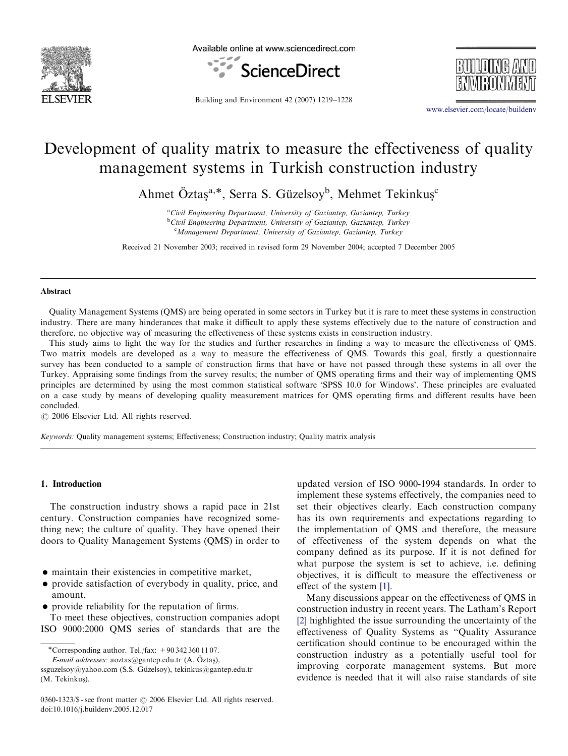# Development of quality matrix to measure the effectiveness of quality management systems in Turkish construction industry

Ahmet Öztaş[a,*], Serra S. Güzelsoy[b], Mehmet Tekinkuş[c]

[a] *Civil Engineering Department, University of Gaziantep, Gaziantep, Turkey*
[b] *Civil Engineering Department, University of Gaziantep, Gaziantep, Turkey*
[c] *Management Department, University of Gaziantep, Gaziantep, Turkey*

Received 21 November 2003; received in revised form 29 November 2004; accepted 7 December 2005

## Abstract

Quality Management Systems (QMS) are being operated in some sectors in Turkey but it is rare to meet these systems in construction industry. There are many hinderances that make it difficult to apply these systems effectively due to the nature of construction and therefore, no objective way of measuring the effectiveness of these systems exists in construction industry.

This study aims to light the way for the studies and further researches in finding a way to measure the effectiveness of QMS. Two matrix models are developed as a way to measure the effectiveness of QMS. Towards this goal, firstly a questionnaire survey has been conducted to a sample of construction firms that have or have not passed through these systems in all over the Turkey. Appraising some findings from the survey results; the number of QMS operating firms and their way of implementing QMS principles are determined by using the most common statistical software 'SPSS 10.0 for Windows'. These principles are evaluated on a case study by means of developing quality measurement matrices for QMS operating firms and different results have been concluded.

© 2006 Elsevier Ltd. All rights reserved.

*Keywords:* Quality management systems; Effectiveness; Construction industry; Quality matrix analysis

## 1. Introduction

The construction industry shows a rapid pace in 21st century. Construction companies have recognized something new; the culture of quality. They have opened their doors to Quality Management Systems (QMS) in order to

- maintain their existencies in competitive market,
- provide satisfaction of everybody in quality, price, and amount,
- provide reliability for the reputation of firms.

To meet these objectives, construction companies adopt ISO 9000:2000 QMS series of standards that are the updated version of ISO 9000-1994 standards. In order to implement these systems effectively, the companies need to set their objectives clearly. Each construction company has its own requirements and expectations regarding to the implementation of QMS and therefore, the measure of effectiveness of the system depends on what the company defined as its purpose. If it is not defined for what purpose the system is set to achieve, i.e. defining objectives, it is difficult to measure the effectiveness or effect of the system [1].

Many discussions appear on the effectiveness of QMS in construction industry in recent years. The Latham's Report [2] highlighted the issue surrounding the uncertainty of the effectiveness of Quality Systems as "Quality Assurance certification should continue to be encouraged within the construction industry as a potentially useful tool for improving corporate management systems. But more evidence is needed that it will also raise standards of site

*Corresponding author. Tel./fax: +90 342 360 11 07.
*E-mail addresses:* aoztas@gantep.edu.tr (A. Öztaş), ssguzelsoy@yahoo.com (S.S. Güzelsoy), tekinkus@gantep.edu.tr (M. Tekinkuş).

0360-1323/$ - see front matter © 2006 Elsevier Ltd. All rights reserved.
doi:10.1016/j.buildenv.2005.12.017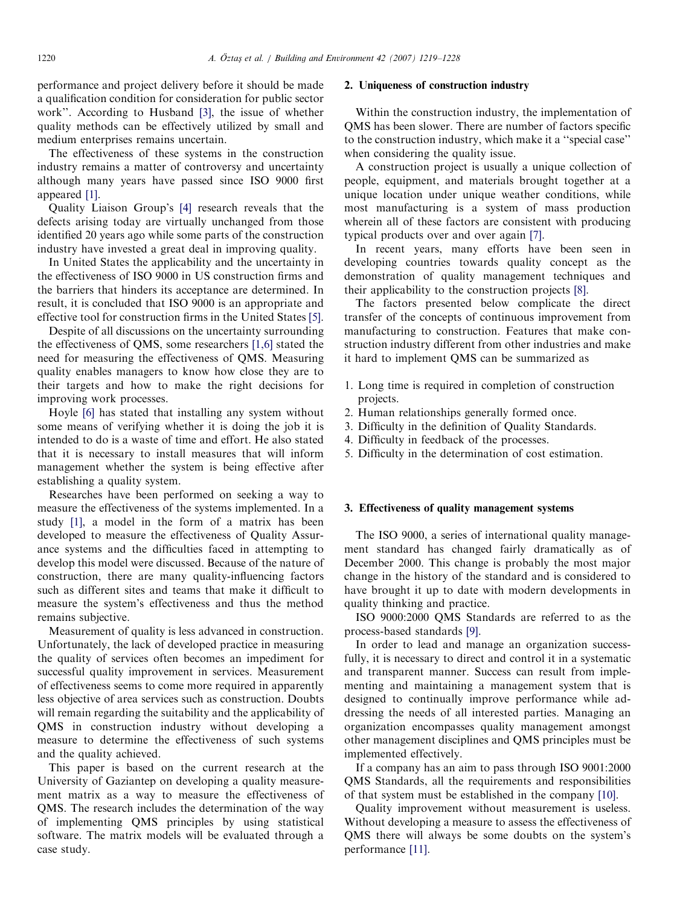performance and project delivery before it should be made a qualification condition for consideration for public sector work". According to Husband [3], the issue of whether quality methods can be effectively utilized by small and medium enterprises remains uncertain.

The effectiveness of these systems in the construction industry remains a matter of controversy and uncertainty although many years have passed since ISO 9000 first appeared [1].

Quality Liaison Group's [4] research reveals that the defects arising today are virtually unchanged from those identified 20 years ago while some parts of the construction industry have invested a great deal in improving quality.

In United States the applicability and the uncertainty in the effectiveness of ISO 9000 in US construction firms and the barriers that hinders its acceptance are determined. In result, it is concluded that ISO 9000 is an appropriate and effective tool for construction firms in the United States [5].

Despite of all discussions on the uncertainty surrounding the effectiveness of QMS, some researchers [1,6] stated the need for measuring the effectiveness of QMS. Measuring quality enables managers to know how close they are to their targets and how to make the right decisions for improving work processes.

Hoyle [6] has stated that installing any system without some means of verifying whether it is doing the job it is intended to do is a waste of time and effort. He also stated that it is necessary to install measures that will inform management whether the system is being effective after establishing a quality system.

Researches have been performed on seeking a way to measure the effectiveness of the systems implemented. In a study [1], a model in the form of a matrix has been developed to measure the effectiveness of Quality Assurance systems and the difficulties faced in attempting to develop this model were discussed. Because of the nature of construction, there are many quality-influencing factors such as different sites and teams that make it difficult to measure the system's effectiveness and thus the method remains subjective.

Measurement of quality is less advanced in construction. Unfortunately, the lack of developed practice in measuring the quality of services often becomes an impediment for successful quality improvement in services. Measurement of effectiveness seems to come more required in apparently less objective of area services such as construction. Doubts will remain regarding the suitability and the applicability of QMS in construction industry without developing a measure to determine the effectiveness of such systems and the quality achieved.

This paper is based on the current research at the University of Gaziantep on developing a quality measurement matrix as a way to measure the effectiveness of QMS. The research includes the determination of the way of implementing QMS principles by using statistical software. The matrix models will be evaluated through a case study.

## 2. Uniqueness of construction industry

Within the construction industry, the implementation of QMS has been slower. There are number of factors specific to the construction industry, which make it a "special case" when considering the quality issue.

A construction project is usually a unique collection of people, equipment, and materials brought together at a unique location under unique weather conditions, while most manufacturing is a system of mass production wherein all of these factors are consistent with producing typical products over and over again [7].

In recent years, many efforts have been seen in developing countries towards quality concept as the demonstration of quality management techniques and their applicability to the construction projects [8].

The factors presented below complicate the direct transfer of the concepts of continuous improvement from manufacturing to construction. Features that make construction industry different from other industries and make it hard to implement QMS can be summarized as

1. Long time is required in completion of construction projects.
2. Human relationships generally formed once.
3. Difficulty in the definition of Quality Standards.
4. Difficulty in feedback of the processes.
5. Difficulty in the determination of cost estimation.

## 3. Effectiveness of quality management systems

The ISO 9000, a series of international quality management standard has changed fairly dramatically as of December 2000. This change is probably the most major change in the history of the standard and is considered to have brought it up to date with modern developments in quality thinking and practice.

ISO 9000:2000 QMS Standards are referred to as the process-based standards [9].

In order to lead and manage an organization successfully, it is necessary to direct and control it in a systematic and transparent manner. Success can result from implementing and maintaining a management system that is designed to continually improve performance while addressing the needs of all interested parties. Managing an organization encompasses quality management amongst other management disciplines and QMS principles must be implemented effectively.

If a company has an aim to pass through ISO 9001:2000 QMS Standards, all the requirements and responsibilities of that system must be established in the company [10].

Quality improvement without measurement is useless. Without developing a measure to assess the effectiveness of QMS there will always be some doubts on the system's performance [11].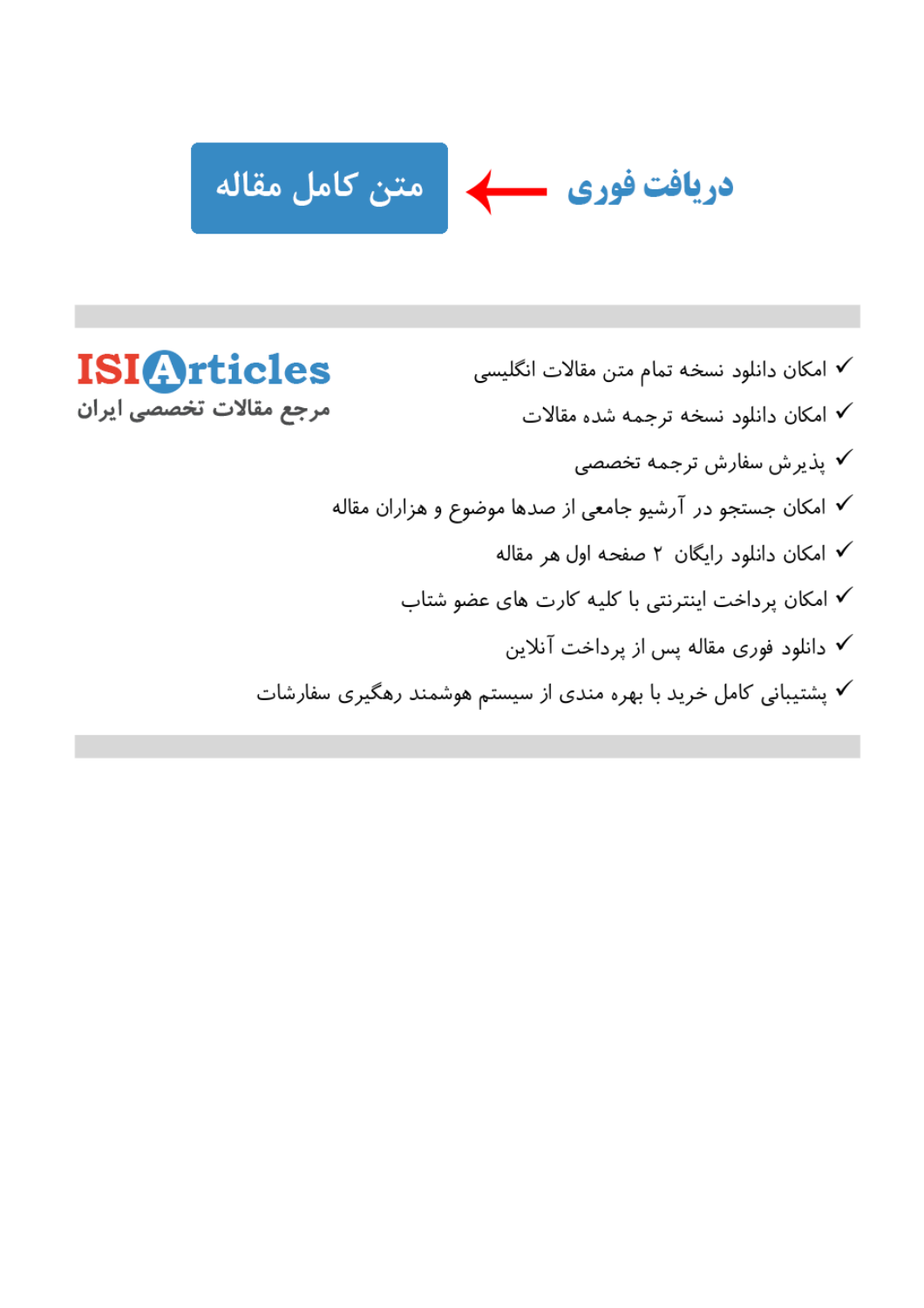دریافت فوری ← متن کامل مقاله

**ISIArticles**
مرجع مقالات تخصصی ایران

- ✓ امکان دانلود نسخه تمام متن مقالات انگلیسی
- ✓ امکان دانلود نسخه ترجمه شده مقالات
- ✓ پذیرش سفارش ترجمه تخصصی
- ✓ امکان جستجو در آرشیو جامعی از صدها موضوع و هزاران مقاله
- ✓ امکان دانلود رایگان ۲ صفحه اول هر مقاله
- ✓ امکان پرداخت اینترنتی با کلیه کارت های عضو شتاب
- ✓ دانلود فوری مقاله پس از پرداخت آنلاین
- ✓ پشتیبانی کامل خرید با بهره مندی از سیستم هوشمند رهگیری سفارشات